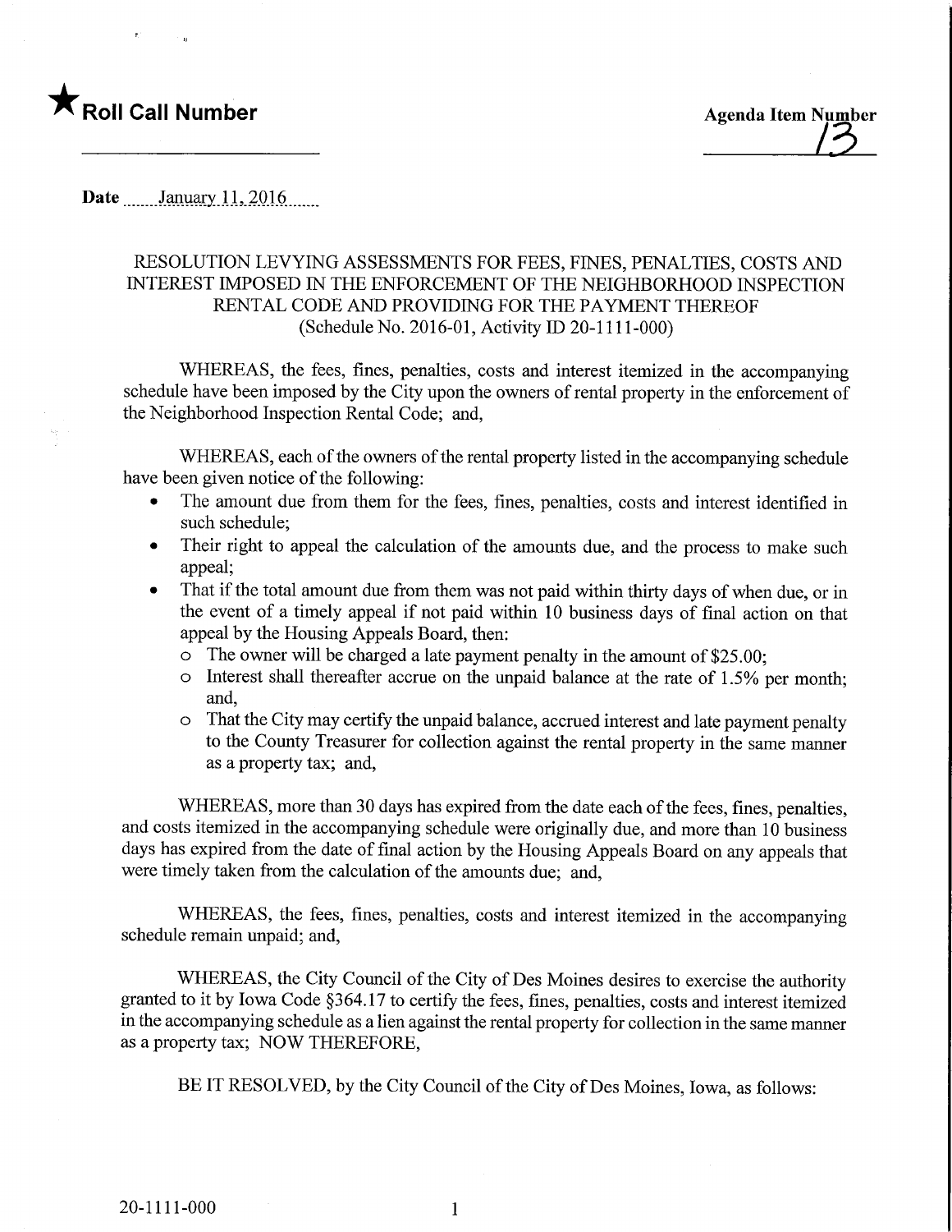★ **Roll Call Number**

**Agenda Item Number** 13

**Date** January 11, 2016

RESOLUTION LEVYING ASSESSMENTS FOR FEES, FINES, PENALTIES, COSTS AND INTEREST IMPOSED IN THE ENFORCEMENT OF THE NEIGHBORHOOD INSPECTION RENTAL CODE AND PROVIDING FOR THE PAYMENT THEREOF (Schedule No. 2016-01, Activity ID 20-1111-000)

WHEREAS, the fees, fines, penalties, costs and interest itemized in the accompanying schedule have been imposed by the City upon the owners of rental property in the enforcement of the Neighborhood Inspection Rental Code; and,

WHEREAS, each of the owners of the rental property listed in the accompanying schedule have been given notice of the following:

- The amount due from them for the fees, fines, penalties, costs and interest identified in such schedule;
- Their right to appeal the calculation of the amounts due, and the process to make such appeal;
- That if the total amount due from them was not paid within thirty days of when due, or in the event of a timely appeal if not paid within 10 business days of final action on that appeal by the Housing Appeals Board, then:
  - The owner will be charged a late payment penalty in the amount of $25.00;
  - Interest shall thereafter accrue on the unpaid balance at the rate of 1.5% per month; and,
  - That the City may certify the unpaid balance, accrued interest and late payment penalty to the County Treasurer for collection against the rental property in the same manner as a property tax; and,

WHEREAS, more than 30 days has expired from the date each of the fees, fines, penalties, and costs itemized in the accompanying schedule were originally due, and more than 10 business days has expired from the date of final action by the Housing Appeals Board on any appeals that were timely taken from the calculation of the amounts due; and,

WHEREAS, the fees, fines, penalties, costs and interest itemized in the accompanying schedule remain unpaid; and,

WHEREAS, the City Council of the City of Des Moines desires to exercise the authority granted to it by Iowa Code §364.17 to certify the fees, fines, penalties, costs and interest itemized in the accompanying schedule as a lien against the rental property for collection in the same manner as a property tax; NOW THEREFORE,

BE IT RESOLVED, by the City Council of the City of Des Moines, Iowa, as follows:

20-1111-000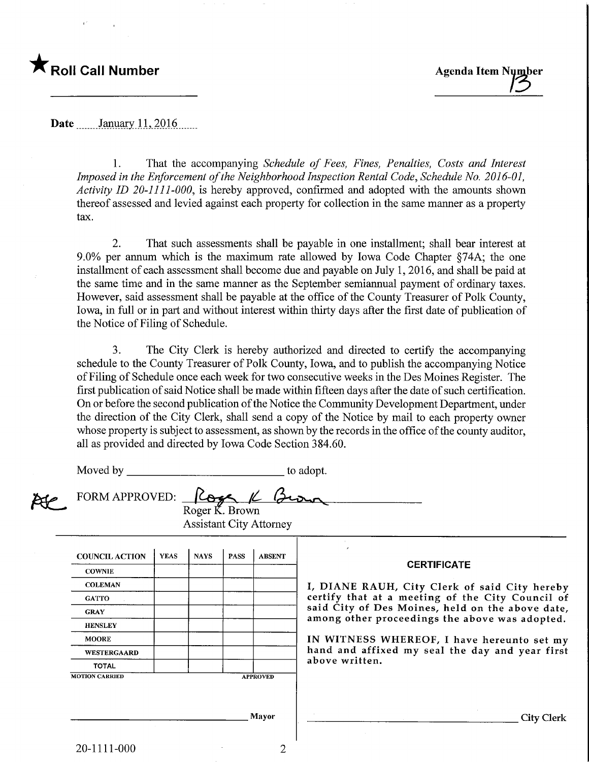★ **Roll Call Number**

**Agenda Item Number**
13

**Date** January 11, 2016

1. That the accompanying *Schedule of Fees, Fines, Penalties, Costs and Interest Imposed in the Enforcement of the Neighborhood Inspection Rental Code, Schedule No. 2016-01, Activity ID 20-1111-000*, is hereby approved, confirmed and adopted with the amounts shown thereof assessed and levied against each property for collection in the same manner as a property tax.

2. That such assessments shall be payable in one installment; shall bear interest at 9.0% per annum which is the maximum rate allowed by Iowa Code Chapter §74A; the one installment of each assessment shall become due and payable on July 1, 2016, and shall be paid at the same time and in the same manner as the September semiannual payment of ordinary taxes. However, said assessment shall be payable at the office of the County Treasurer of Polk County, Iowa, in full or in part and without interest within thirty days after the first date of publication of the Notice of Filing of Schedule.

3. The City Clerk is hereby authorized and directed to certify the accompanying schedule to the County Treasurer of Polk County, Iowa, and to publish the accompanying Notice of Filing of Schedule once each week for two consecutive weeks in the Des Moines Register. The first publication of said Notice shall be made within fifteen days after the date of such certification. On or before the second publication of the Notice the Community Development Department, under the direction of the City Clerk, shall send a copy of the Notice by mail to each property owner whose property is subject to assessment, as shown by the records in the office of the county auditor, all as provided and directed by Iowa Code Section 384.60.

Moved by ______________________ to adopt.

FORM APPROVED: Roger K. Brown
Roger K. Brown
Assistant City Attorney

| COUNCIL ACTION | YEAS | NAYS | PASS | ABSENT |
|---|---|---|---|---|
| COWNIE | | | | |
| COLEMAN | | | | |
| GATTO | | | | |
| GRAY | | | | |
| HENSLEY | | | | |
| MOORE | | | | |
| WESTERGAARD | | | | |
| TOTAL | | | | |

MOTION CARRIED APPROVED

______________________ Mayor

**CERTIFICATE**

I, DIANE RAUH, City Clerk of said City hereby certify that at a meeting of the City Council of said City of Des Moines, held on the above date, among other proceedings the above was adopted.

IN WITNESS WHEREOF, I have hereunto set my hand and affixed my seal the day and year first above written.

______________________ City Clerk

20-1111-000